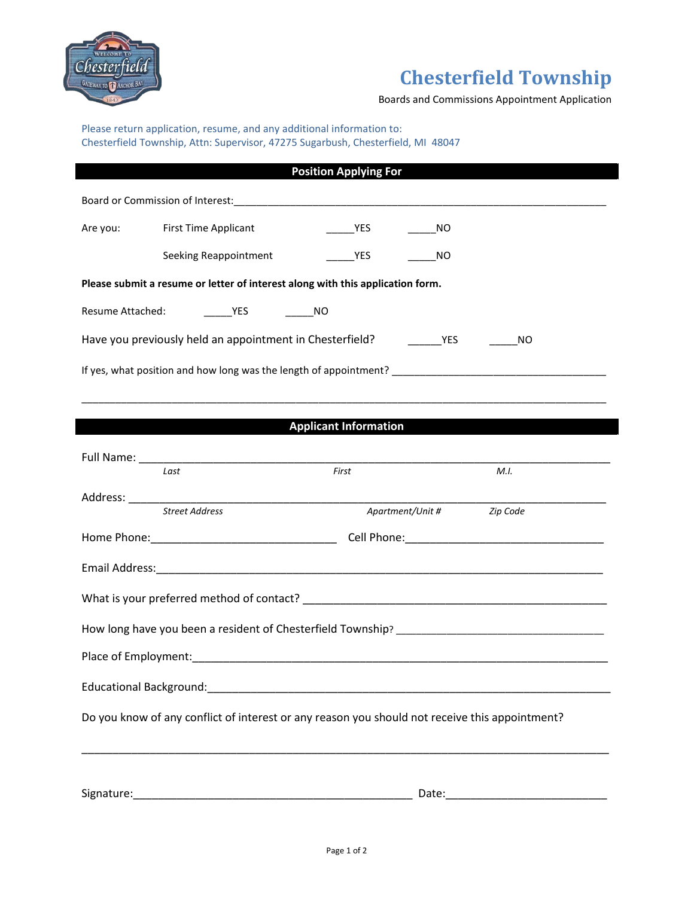# Chesterfield Township

Boards and Commissions Appointment Application

Please return application, resume, and any additional information to:
Chesterfield Township, Attn: Supervisor, 47275 Sugarbush, Chesterfield, MI 48047

## Position Applying For

Board or Commission of Interest:___________________________________________________________________

Are you: First Time Applicant _____YES _____NO

Seeking Reappointment _____YES _____NO

**Please submit a resume or letter of interest along with this application form.**

Resume Attached: _____YES _____NO

Have you previously held an appointment in Chesterfield? ______YES _____NO

If yes, what position and how long was the length of appointment? ______________________________________

_______________________________________________________________________________________

## Applicant Information

Full Name: _______________________________________________________________________________
*Last* *First* *M.I.*

Address: _________________________________________________________________________________
*Street Address* *Apartment/Unit #* *Zip Code*

Home Phone:______________________________ Cell Phone:________________________________

Email Address:_____________________________________________________________________________

What is your preferred method of contact? ________________________________________________

How long have you been a resident of Chesterfield Township? __________________________________

Place of Employment:_______________________________________________________________________

Educational Background:____________________________________________________________________

Do you know of any conflict of interest or any reason you should not receive this appointment?

_______________________________________________________________________________________

Signature:_____________________________________________ Date:__________________________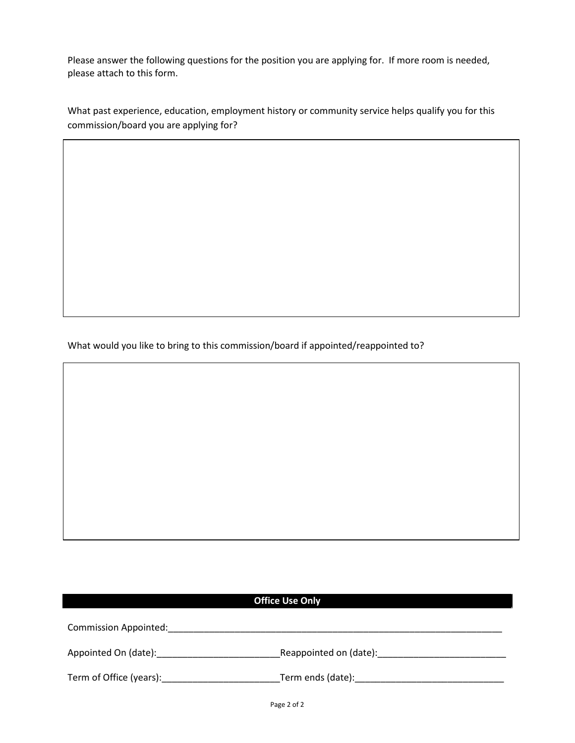Please answer the following questions for the position you are applying for. If more room is needed, please attach to this form.

What past experience, education, employment history or community service helps qualify you for this commission/board you are applying for?

What would you like to bring to this commission/board if appointed/reappointed to?

## Office Use Only

Commission Appointed:______________________________________________________________________

Appointed On (date):________________________Reappointed on (date):_________________________

Term of Office (years):_______________________Term ends (date):_____________________________